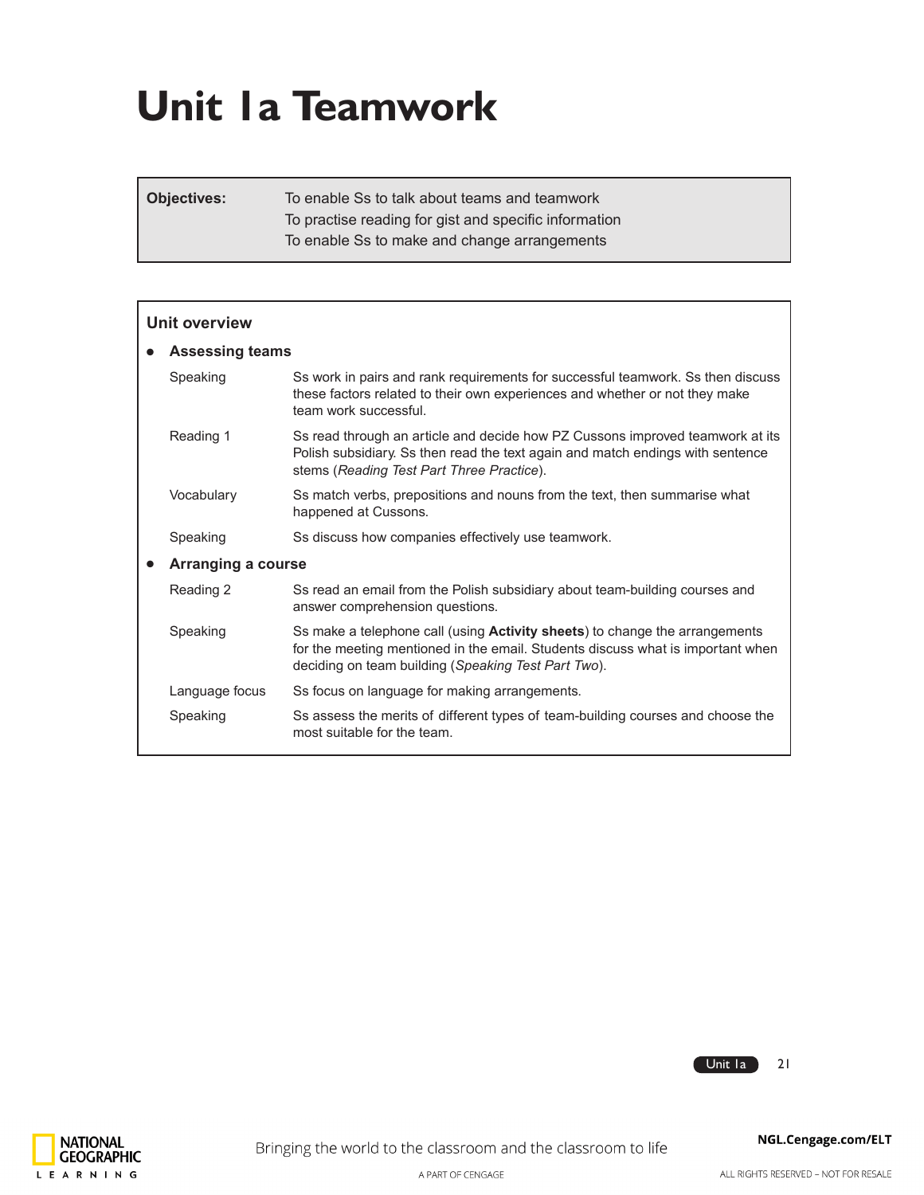# Unit 1a Teamwork

| **Objectives:** | To enable Ss to talk about teams and teamwork<br>To practise reading for gist and specific information<br>To enable Ss to make and change arrangements |
|---|---|

## Unit overview

- **Assessing teams**

| | |
|---|---|
| Speaking | Ss work in pairs and rank requirements for successful teamwork. Ss then discuss these factors related to their own experiences and whether or not they make team work successful. |
| Reading 1 | Ss read through an article and decide how PZ Cussons improved teamwork at its Polish subsidiary. Ss then read the text again and match endings with sentence stems (*Reading Test Part Three Practice*). |
| Vocabulary | Ss match verbs, prepositions and nouns from the text, then summarise what happened at Cussons. |
| Speaking | Ss discuss how companies effectively use teamwork. |

- **Arranging a course**

| | |
|---|---|
| Reading 2 | Ss read an email from the Polish subsidiary about team-building courses and answer comprehension questions. |
| Speaking | Ss make a telephone call (using **Activity sheets**) to change the arrangements for the meeting mentioned in the email. Students discuss what is important when deciding on team building (*Speaking Test Part Two*). |
| Language focus | Ss focus on language for making arrangements. |
| Speaking | Ss assess the merits of different types of team-building courses and choose the most suitable for the team. |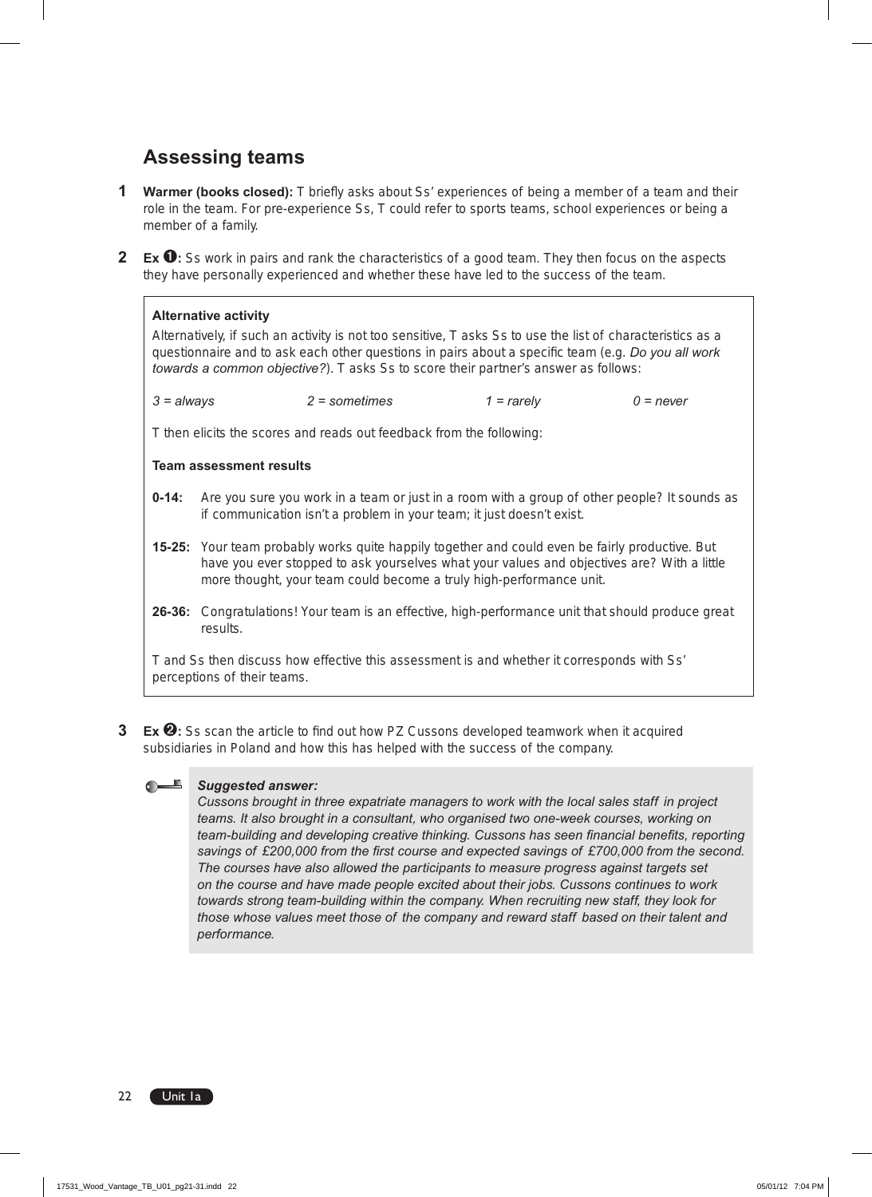## Assessing teams

**1** **Warmer (books closed):** T briefly asks about Ss' experiences of being a member of a team and their role in the team. For pre-experience Ss, T could refer to sports teams, school experiences or being a member of a family.

**2** **Ex ❶:** Ss work in pairs and rank the characteristics of a good team. They then focus on the aspects they have personally experienced and whether these have led to the success of the team.

> **Alternative activity**
>
> Alternatively, if such an activity is not too sensitive, T asks Ss to use the list of characteristics as a questionnaire and to ask each other questions in pairs about a specific team (e.g. *Do you all work towards a common objective?*). T asks Ss to score their partner's answer as follows:
>
> *3 = always* *2 = sometimes* *1 = rarely* *0 = never*
>
> T then elicits the scores and reads out feedback from the following:
>
> **Team assessment results**
>
> **0-14:** Are you sure you work in a team or just in a room with a group of other people? It sounds as if communication isn't a problem in your team; it just doesn't exist.
>
> **15-25:** Your team probably works quite happily together and could even be fairly productive. But have you ever stopped to ask yourselves what your values and objectives are? With a little more thought, your team could become a truly high-performance unit.
>
> **26-36:** Congratulations! Your team is an effective, high-performance unit that should produce great results.
>
> T and Ss then discuss how effective this assessment is and whether it corresponds with Ss' perceptions of their teams.

**3** **Ex ❷:** Ss scan the article to find out how PZ Cussons developed teamwork when it acquired subsidiaries in Poland and how this has helped with the success of the company.

> ***Suggested answer:***
>
> *Cussons brought in three expatriate managers to work with the local sales staff in project teams. It also brought in a consultant, who organised two one-week courses, working on team-building and developing creative thinking. Cussons has seen financial benefits, reporting savings of £200,000 from the first course and expected savings of £700,000 from the second. The courses have also allowed the participants to measure progress against targets set on the course and have made people excited about their jobs. Cussons continues to work towards strong team-building within the company. When recruiting new staff, they look for those whose values meet those of the company and reward staff based on their talent and performance.*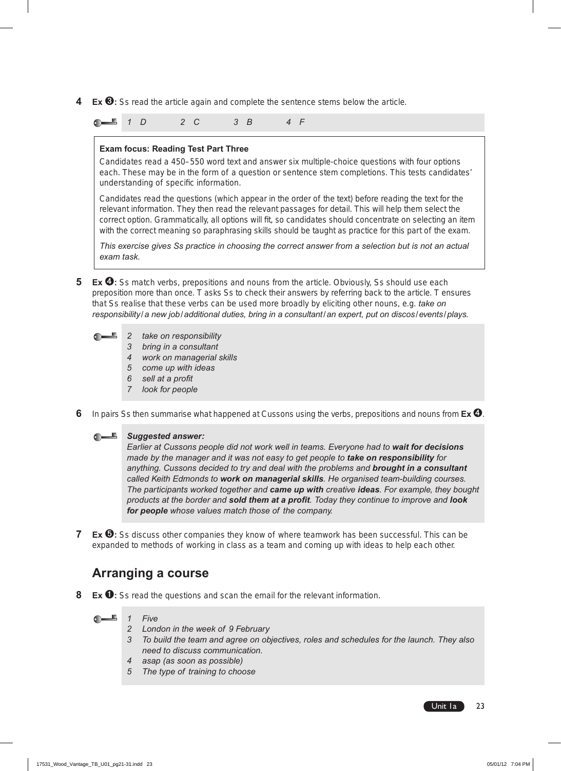**4** **Ex ❸:** Ss read the article again and complete the sentence stems below the article.

> *1 D    2 C    3 B    4 F*

> **Exam focus: Reading Test Part Three**
>
> Candidates read a 450–550 word text and answer six multiple-choice questions with four options each. These may be in the form of a question or sentence stem completions. This tests candidates' understanding of specific information.
>
> Candidates read the questions (which appear in the order of the text) before reading the text for the relevant information. They then read the relevant passages for detail. This will help them select the correct option. Grammatically, all options will fit, so candidates should concentrate on selecting an item with the correct meaning so paraphrasing skills should be taught as practice for this part of the exam.
>
> *This exercise gives Ss practice in choosing the correct answer from a selection but is not an actual exam task.*

**5** **Ex ❹:** Ss match verbs, prepositions and nouns from the article. Obviously, Ss should use each preposition more than once. T asks Ss to check their answers by referring back to the article. T ensures that Ss realise that these verbs can be used more broadly by eliciting other nouns, e.g. *take on responsibility / a new job / additional duties, bring in a consultant / an expert, put on discos / events / plays.*

> *2 take on responsibility*
> *3 bring in a consultant*
> *4 work on managerial skills*
> *5 come up with ideas*
> *6 sell at a profit*
> *7 look for people*

**6** In pairs Ss then summarise what happened at Cussons using the verbs, prepositions and nouns from **Ex ❹**.

> ***Suggested answer:***
> *Earlier at Cussons people did not work well in teams. Everyone had to **wait for decisions** made by the manager and it was not easy to get people to **take on responsibility** for anything. Cussons decided to try and deal with the problems and **brought in a consultant** called Keith Edmonds to **work on managerial skills**. He organised team-building courses. The participants worked together and **came up with** creative **ideas**. For example, they bought products at the border and **sold them at a profit**. Today they continue to improve and **look for people** whose values match those of the company.*

**7** **Ex ❺:** Ss discuss other companies they know of where teamwork has been successful. This can be expanded to methods of working in class as a team and coming up with ideas to help each other.

## Arranging a course

**8** **Ex ❶:** Ss read the questions and scan the email for the relevant information.

> *1 Five*
> *2 London in the week of 9 February*
> *3 To build the team and agree on objectives, roles and schedules for the launch. They also need to discuss communication.*
> *4 asap (as soon as possible)*
> *5 The type of training to choose*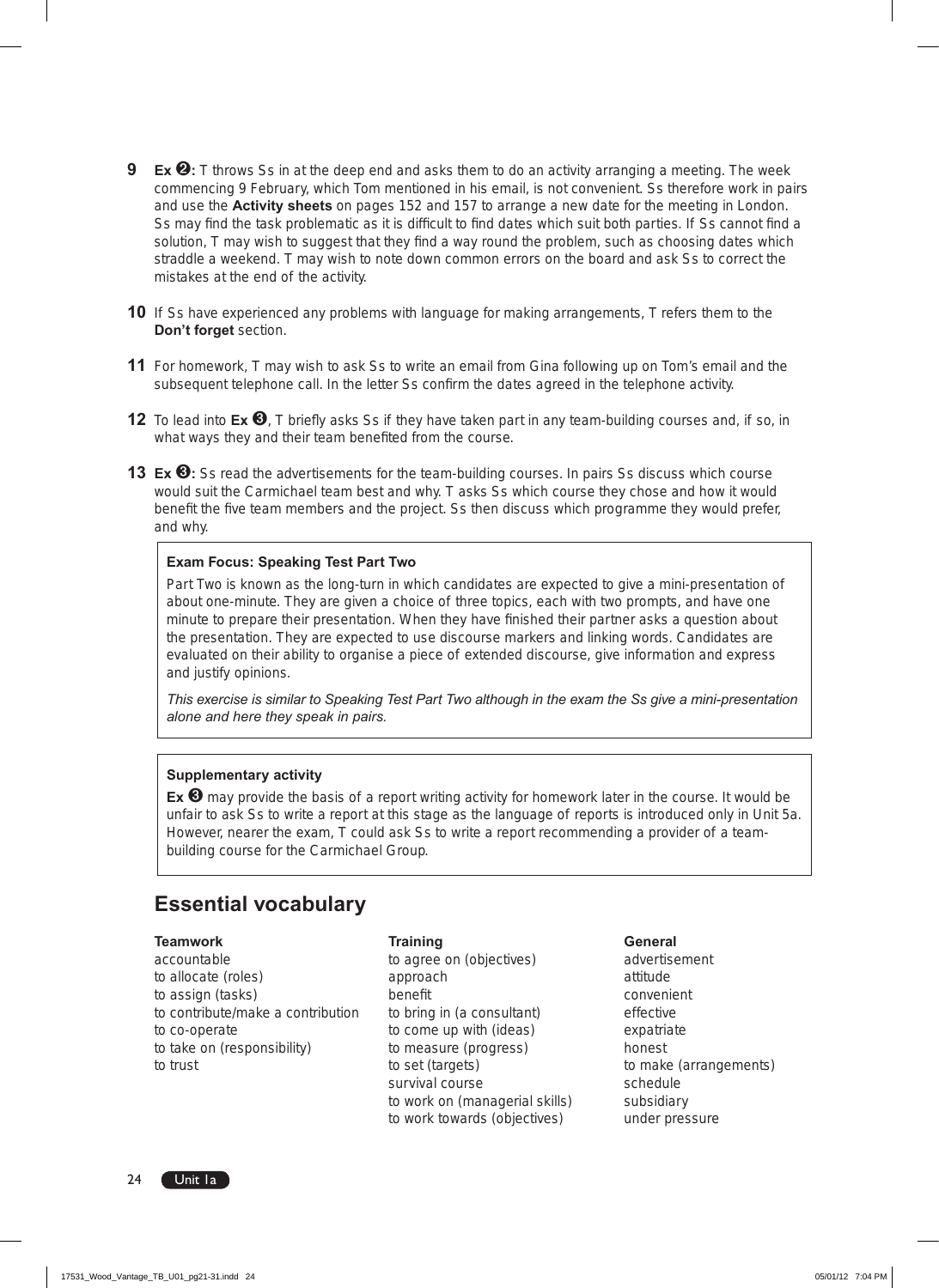**9** **Ex ❷:** T throws Ss in at the deep end and asks them to do an activity arranging a meeting. The week commencing 9 February, which Tom mentioned in his email, is not convenient. Ss therefore work in pairs and use the **Activity sheets** on pages 152 and 157 to arrange a new date for the meeting in London. Ss may find the task problematic as it is difficult to find dates which suit both parties. If Ss cannot find a solution, T may wish to suggest that they find a way round the problem, such as choosing dates which straddle a weekend. T may wish to note down common errors on the board and ask Ss to correct the mistakes at the end of the activity.

**10** If Ss have experienced any problems with language for making arrangements, T refers them to the **Don't forget** section.

**11** For homework, T may wish to ask Ss to write an email from Gina following up on Tom's email and the subsequent telephone call. In the letter Ss confirm the dates agreed in the telephone activity.

**12** To lead into **Ex ❸**, T briefly asks Ss if they have taken part in any team-building courses and, if so, in what ways they and their team benefited from the course.

**13** **Ex ❸:** Ss read the advertisements for the team-building courses. In pairs Ss discuss which course would suit the Carmichael team best and why. T asks Ss which course they chose and how it would benefit the five team members and the project. Ss then discuss which programme they would prefer, and why.

> **Exam Focus: Speaking Test Part Two**
>
> Part Two is known as the long-turn in which candidates are expected to give a mini-presentation of about one-minute. They are given a choice of three topics, each with two prompts, and have one minute to prepare their presentation. When they have finished their partner asks a question about the presentation. They are expected to use discourse markers and linking words. Candidates are evaluated on their ability to organise a piece of extended discourse, give information and express and justify opinions.
>
> *This exercise is similar to Speaking Test Part Two although in the exam the Ss give a mini-presentation alone and here they speak in pairs.*

> **Supplementary activity**
>
> **Ex ❸** may provide the basis of a report writing activity for homework later in the course. It would be unfair to ask Ss to write a report at this stage as the language of reports is introduced only in Unit 5a. However, nearer the exam, T could ask Ss to write a report recommending a provider of a team-building course for the Carmichael Group.

## Essential vocabulary

**Teamwork**
accountable
to allocate (roles)
to assign (tasks)
to contribute/make a contribution
to co-operate
to take on (responsibility)
to trust

**Training**
to agree on (objectives)
approach
benefit
to bring in (a consultant)
to come up with (ideas)
to measure (progress)
to set (targets)
survival course
to work on (managerial skills)
to work towards (objectives)

**General**
advertisement
attitude
convenient
effective
expatriate
honest
to make (arrangements)
schedule
subsidiary
under pressure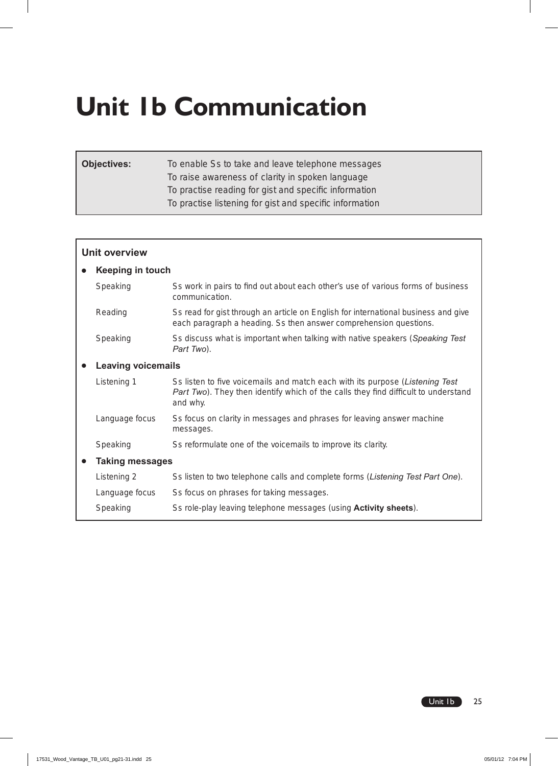# Unit 1b Communication

| | |
|---|---|
| **Objectives:** | To enable Ss to take and leave telephone messages<br>To raise awareness of clarity in spoken language<br>To practise reading for gist and specific information<br>To practise listening for gist and specific information |

**Unit overview**

- **Keeping in touch**

| | |
|---|---|
| Speaking | Ss work in pairs to find out about each other's use of various forms of business communication. |
| Reading | Ss read for gist through an article on English for international business and give each paragraph a heading. Ss then answer comprehension questions. |
| Speaking | Ss discuss what is important when talking with native speakers (*Speaking Test Part Two*). |

- **Leaving voicemails**

| | |
|---|---|
| Listening 1 | Ss listen to five voicemails and match each with its purpose (*Listening Test Part Two*). They then identify which of the calls they find difficult to understand and why. |
| Language focus | Ss focus on clarity in messages and phrases for leaving answer machine messages. |
| Speaking | Ss reformulate one of the voicemails to improve its clarity. |

- **Taking messages**

| | |
|---|---|
| Listening 2 | Ss listen to two telephone calls and complete forms (*Listening Test Part One*). |
| Language focus | Ss focus on phrases for taking messages. |
| Speaking | Ss role-play leaving telephone messages (using **Activity sheets**). |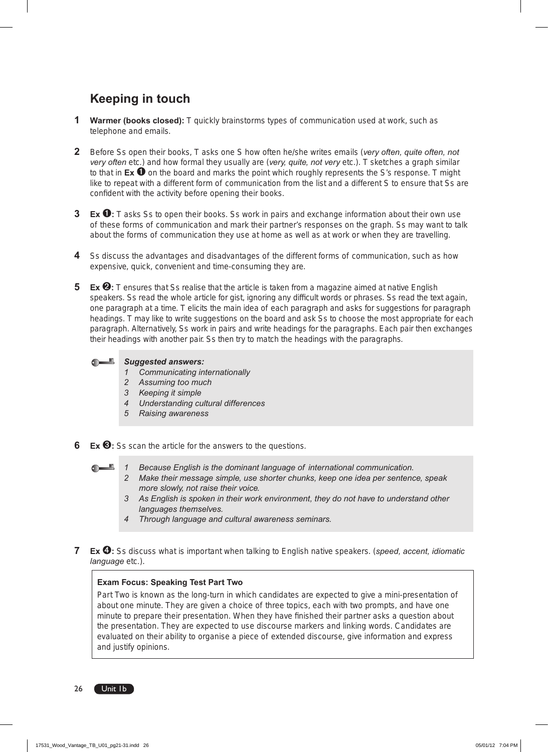## Keeping in touch

**1** **Warmer (books closed):** T quickly brainstorms types of communication used at work, such as telephone and emails.

**2** Before Ss open their books, T asks one S how often he/she writes emails (*very often, quite often, not very often* etc.) and how formal they usually are (*very, quite, not very* etc.). T sketches a graph similar to that in **Ex ❶** on the board and marks the point which roughly represents the S's response. T might like to repeat with a different form of communication from the list and a different S to ensure that Ss are confident with the activity before opening their books.

**3** **Ex ❶:** T asks Ss to open their books. Ss work in pairs and exchange information about their own use of these forms of communication and mark their partner's responses on the graph. Ss may want to talk about the forms of communication they use at home as well as at work or when they are travelling.

**4** Ss discuss the advantages and disadvantages of the different forms of communication, such as how expensive, quick, convenient and time-consuming they are.

**5** **Ex ❷:** T ensures that Ss realise that the article is taken from a magazine aimed at native English speakers. Ss read the whole article for gist, ignoring any difficult words or phrases. Ss read the text again, one paragraph at a time. T elicits the main idea of each paragraph and asks for suggestions for paragraph headings. T may like to write suggestions on the board and ask Ss to choose the most appropriate for each paragraph. Alternatively, Ss work in pairs and write headings for the paragraphs. Each pair then exchanges their headings with another pair. Ss then try to match the headings with the paragraphs.

> ***Suggested answers:***
> 1 *Communicating internationally*
> 2 *Assuming too much*
> 3 *Keeping it simple*
> 4 *Understanding cultural differences*
> 5 *Raising awareness*

**6** **Ex ❸:** Ss scan the article for the answers to the questions.

> 1 *Because English is the dominant language of international communication.*
> 2 *Make their message simple, use shorter chunks, keep one idea per sentence, speak more slowly, not raise their voice.*
> 3 *As English is spoken in their work environment, they do not have to understand other languages themselves.*
> 4 *Through language and cultural awareness seminars.*

**7** **Ex ❹:** Ss discuss what is important when talking to English native speakers. (*speed, accent, idiomatic language* etc.).

> **Exam Focus: Speaking Test Part Two**
>
> Part Two is known as the long-turn in which candidates are expected to give a mini-presentation of about one minute. They are given a choice of three topics, each with two prompts, and have one minute to prepare their presentation. When they have finished their partner asks a question about the presentation. They are expected to use discourse markers and linking words. Candidates are evaluated on their ability to organise a piece of extended discourse, give information and express and justify opinions.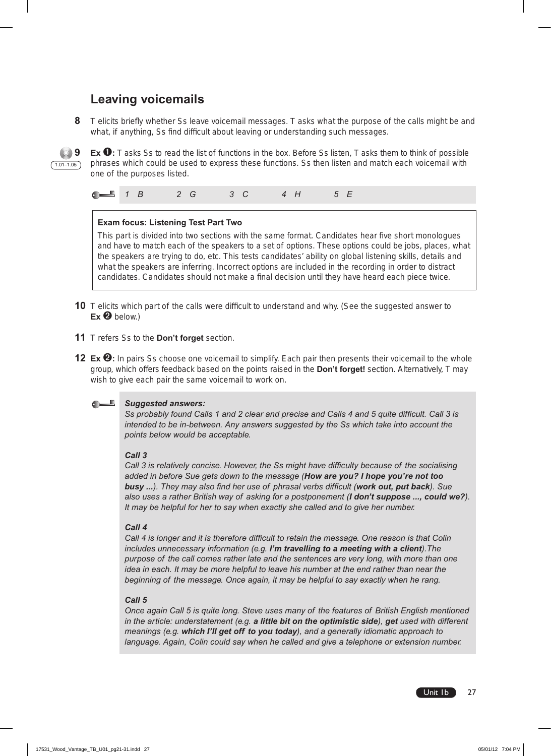## Leaving voicemails

**8** T elicits briefly whether Ss leave voicemail messages. T asks what the purpose of the calls might be and what, if anything, Ss find difficult about leaving or understanding such messages.

**9** **Ex ❶:** T asks Ss to read the list of functions in the box. Before Ss listen, T asks them to think of possible phrases which could be used to express these functions. Ss then listen and match each voicemail with one of the purposes listed.

1.01–1.05

*1 B 2 G 3 C 4 H 5 E*

> **Exam focus: Listening Test Part Two**
>
> This part is divided into two sections with the same format. Candidates hear five short monologues and have to match each of the speakers to a set of options. These options could be jobs, places, what the speakers are trying to do, etc. This tests candidates' ability on global listening skills, details and what the speakers are inferring. Incorrect options are included in the recording in order to distract candidates. Candidates should not make a final decision until they have heard each piece twice.

**10** T elicits which part of the calls were difficult to understand and why. (See the suggested answer to **Ex ❷** below.)

**11** T refers Ss to the **Don't forget** section.

**12** **Ex ❷:** In pairs Ss choose one voicemail to simplify. Each pair then presents their voicemail to the whole group, which offers feedback based on the points raised in the **Don't forget!** section. Alternatively, T may wish to give each pair the same voicemail to work on.

***Suggested answers:***

*Ss probably found Calls 1 and 2 clear and precise and Calls 4 and 5 quite difficult. Call 3 is intended to be in-between. Any answers suggested by the Ss which take into account the points below would be acceptable.*

***Call 3***

*Call 3 is relatively concise. However, the Ss might have difficulty because of the socialising added in before Sue gets down to the message (**How are you? I hope you're not too busy ...**). They may also find her use of phrasal verbs difficult (**work out, put back**). Sue also uses a rather British way of asking for a postponement (**I don't suppose ..., could we?**). It may be helpful for her to say when exactly she called and to give her number.*

***Call 4***

*Call 4 is longer and it is therefore difficult to retain the message. One reason is that Colin includes unnecessary information (e.g. **I'm travelling to a meeting with a client**).The purpose of the call comes rather late and the sentences are very long, with more than one idea in each. It may be more helpful to leave his number at the end rather than near the beginning of the message. Once again, it may be helpful to say exactly when he rang.*

***Call 5***

*Once again Call 5 is quite long. Steve uses many of the features of British English mentioned in the article: understatement (e.g. **a little bit on the optimistic side**), **get** used with different meanings (e.g. **which I'll get off to you today**), and a generally idiomatic approach to language. Again, Colin could say when he called and give a telephone or extension number.*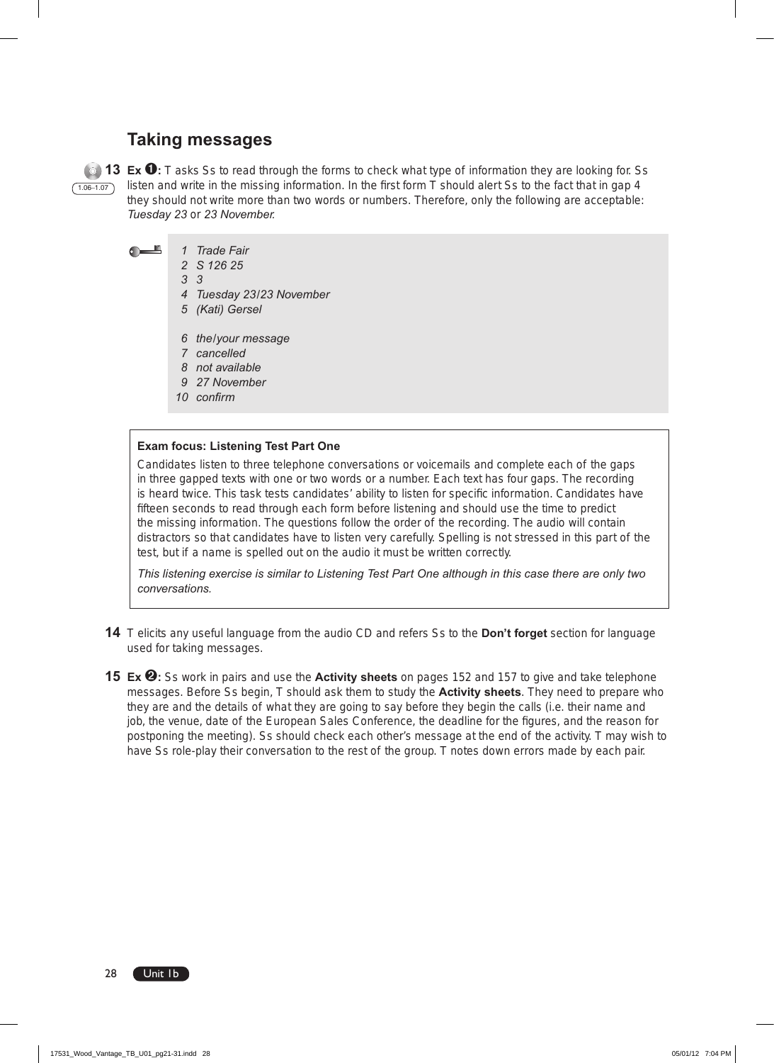## Taking messages

**13** **Ex ❶:** T asks Ss to read through the forms to check what type of information they are looking for. Ss listen and write in the missing information. In the first form T should alert Ss to the fact that in gap 4 they should not write more than two words or numbers. Therefore, only the following are acceptable: *Tuesday 23* or *23 November.*

1.06–1.07

1. *Trade Fair*
2. *S 126 25*
3. *3*
4. *Tuesday 23/23 November*
5. *(Kati) Gersel*

6. *the/your message*
7. *cancelled*
8. *not available*
9. *27 November*
10. *confirm*

**Exam focus: Listening Test Part One**

Candidates listen to three telephone conversations or voicemails and complete each of the gaps in three gapped texts with one or two words or a number. Each text has four gaps. The recording is heard twice. This task tests candidates' ability to listen for specific information. Candidates have fifteen seconds to read through each form before listening and should use the time to predict the missing information. The questions follow the order of the recording. The audio will contain distractors so that candidates have to listen very carefully. Spelling is not stressed in this part of the test, but if a name is spelled out on the audio it must be written correctly.

*This listening exercise is similar to Listening Test Part One although in this case there are only two conversations.*

**14** T elicits any useful language from the audio CD and refers Ss to the **Don't forget** section for language used for taking messages.

**15** **Ex ❷:** Ss work in pairs and use the **Activity sheets** on pages 152 and 157 to give and take telephone messages. Before Ss begin, T should ask them to study the **Activity sheets**. They need to prepare who they are and the details of what they are going to say before they begin the calls (i.e. their name and job, the venue, date of the European Sales Conference, the deadline for the figures, and the reason for postponing the meeting). Ss should check each other's message at the end of the activity. T may wish to have Ss role-play their conversation to the rest of the group. T notes down errors made by each pair.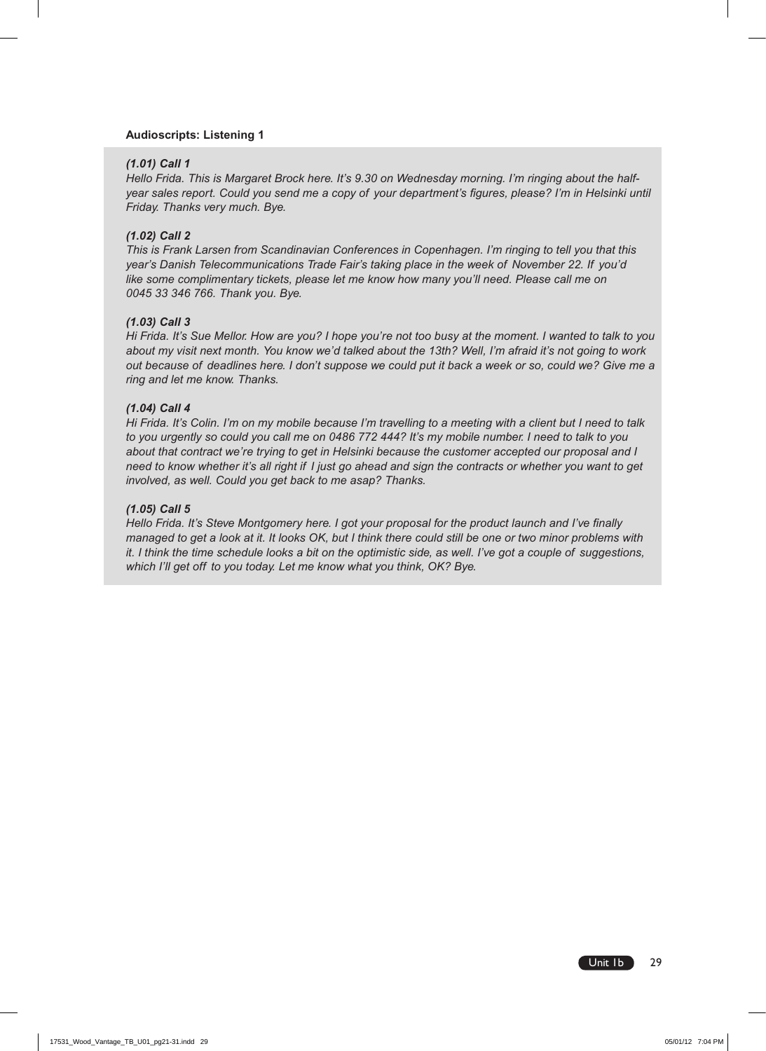**Audioscripts: Listening 1**

***(1.01) Call 1***

*Hello Frida. This is Margaret Brock here. It's 9.30 on Wednesday morning. I'm ringing about the half-year sales report. Could you send me a copy of your department's figures, please? I'm in Helsinki until Friday. Thanks very much. Bye.*

***(1.02) Call 2***

*This is Frank Larsen from Scandinavian Conferences in Copenhagen. I'm ringing to tell you that this year's Danish Telecommunications Trade Fair's taking place in the week of November 22. If you'd like some complimentary tickets, please let me know how many you'll need. Please call me on 0045 33 346 766. Thank you. Bye.*

***(1.03) Call 3***

*Hi Frida. It's Sue Mellor. How are you? I hope you're not too busy at the moment. I wanted to talk to you about my visit next month. You know we'd talked about the 13th? Well, I'm afraid it's not going to work out because of deadlines here. I don't suppose we could put it back a week or so, could we? Give me a ring and let me know. Thanks.*

***(1.04) Call 4***

*Hi Frida. It's Colin. I'm on my mobile because I'm travelling to a meeting with a client but I need to talk to you urgently so could you call me on 0486 772 444? It's my mobile number. I need to talk to you about that contract we're trying to get in Helsinki because the customer accepted our proposal and I need to know whether it's all right if I just go ahead and sign the contracts or whether you want to get involved, as well. Could you get back to me asap? Thanks.*

***(1.05) Call 5***

*Hello Frida. It's Steve Montgomery here. I got your proposal for the product launch and I've finally managed to get a look at it. It looks OK, but I think there could still be one or two minor problems with it. I think the time schedule looks a bit on the optimistic side, as well. I've got a couple of suggestions, which I'll get off to you today. Let me know what you think, OK? Bye.*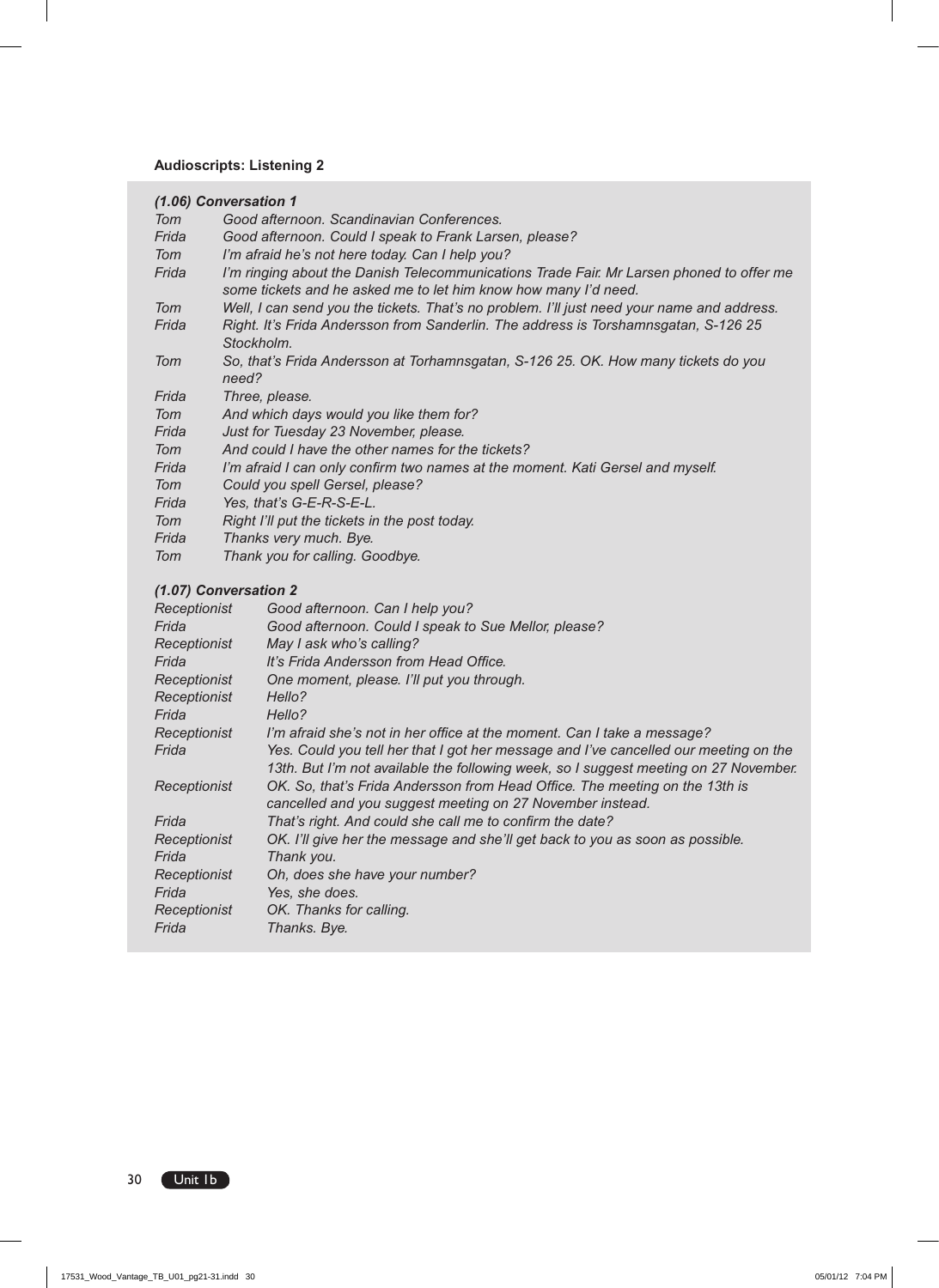### Audioscripts: Listening 2

***(1.06) Conversation 1***

| | |
|---|---|
| *Tom* | *Good afternoon. Scandinavian Conferences.* |
| *Frida* | *Good afternoon. Could I speak to Frank Larsen, please?* |
| *Tom* | *I'm afraid he's not here today. Can I help you?* |
| *Frida* | *I'm ringing about the Danish Telecommunications Trade Fair. Mr Larsen phoned to offer me some tickets and he asked me to let him know how many I'd need.* |
| *Tom* | *Well, I can send you the tickets. That's no problem. I'll just need your name and address.* |
| *Frida* | *Right. It's Frida Andersson from Sanderlin. The address is Torshamnsgatan, S-126 25 Stockholm.* |
| *Tom* | *So, that's Frida Andersson at Torhamnsgatan, S-126 25. OK. How many tickets do you need?* |
| *Frida* | *Three, please.* |
| *Tom* | *And which days would you like them for?* |
| *Frida* | *Just for Tuesday 23 November, please.* |
| *Tom* | *And could I have the other names for the tickets?* |
| *Frida* | *I'm afraid I can only confirm two names at the moment. Kati Gersel and myself.* |
| *Tom* | *Could you spell Gersel, please?* |
| *Frida* | *Yes, that's G-E-R-S-E-L.* |
| *Tom* | *Right I'll put the tickets in the post today.* |
| *Frida* | *Thanks very much. Bye.* |
| *Tom* | *Thank you for calling. Goodbye.* |

***(1.07) Conversation 2***

| | |
|---|---|
| *Receptionist* | *Good afternoon. Can I help you?* |
| *Frida* | *Good afternoon. Could I speak to Sue Mellor, please?* |
| *Receptionist* | *May I ask who's calling?* |
| *Frida* | *It's Frida Andersson from Head Office.* |
| *Receptionist* | *One moment, please. I'll put you through.* |
| *Receptionist* | *Hello?* |
| *Frida* | *Hello?* |
| *Receptionist* | *I'm afraid she's not in her office at the moment. Can I take a message?* |
| *Frida* | *Yes. Could you tell her that I got her message and I've cancelled our meeting on the 13th. But I'm not available the following week, so I suggest meeting on 27 November.* |
| *Receptionist* | *OK. So, that's Frida Andersson from Head Office. The meeting on the 13th is cancelled and you suggest meeting on 27 November instead.* |
| *Frida* | *That's right. And could she call me to confirm the date?* |
| *Receptionist* | *OK. I'll give her the message and she'll get back to you as soon as possible.* |
| *Frida* | *Thank you.* |
| *Receptionist* | *Oh, does she have your number?* |
| *Frida* | *Yes, she does.* |
| *Receptionist* | *OK. Thanks for calling.* |
| *Frida* | *Thanks. Bye.* |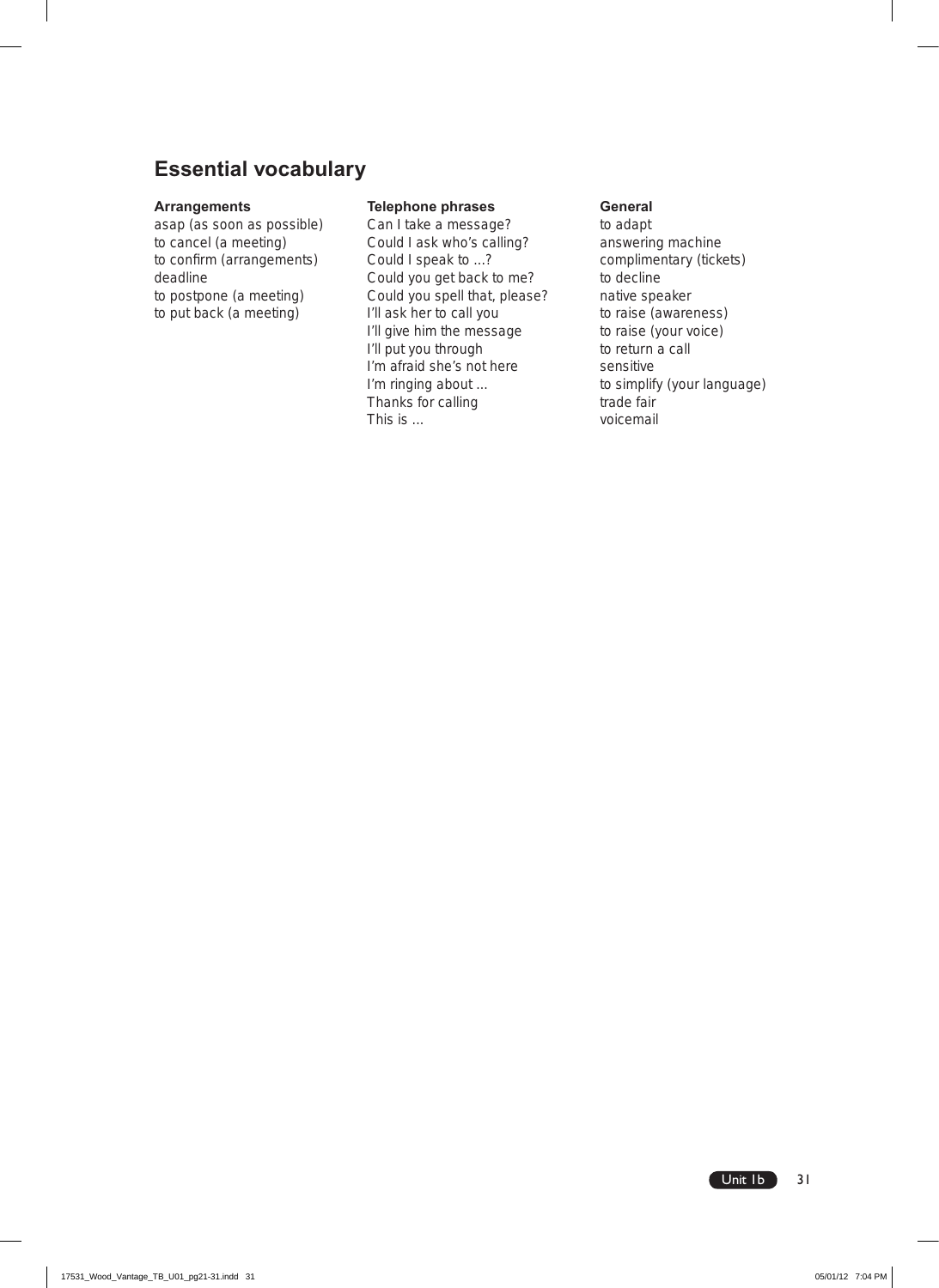## Essential vocabulary

**Arrangements**

asap (as soon as possible)
to cancel (a meeting)
to confirm (arrangements)
deadline
to postpone (a meeting)
to put back (a meeting)

**Telephone phrases**

Can I take a message?
Could I ask who's calling?
Could I speak to …?
Could you get back to me?
Could you spell that, please?
I'll ask her to call you
I'll give him the message
I'll put you through
I'm afraid she's not here
I'm ringing about …
Thanks for calling
This is …

**General**

to adapt
answering machine
complimentary (tickets)
to decline
native speaker
to raise (awareness)
to raise (your voice)
to return a call
sensitive
to simplify (your language)
trade fair
voicemail